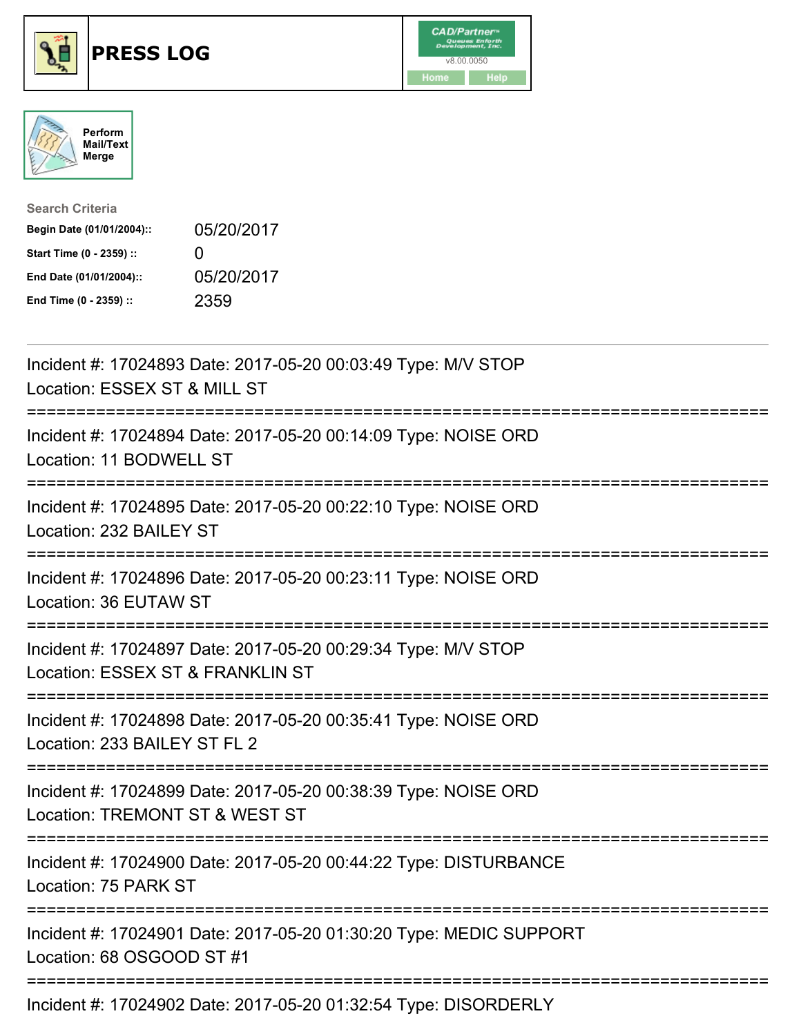# PRESS LOG

CAD/Partner v8.00.0050

Home Help

Perform Mail/Text Merge

**Search Criteria**

| | |
|---|---|
| **Begin Date (01/01/2004)::** | 05/20/2017 |
| **Start Time (0 - 2359) ::** | 0 |
| **End Date (01/01/2004)::** | 05/20/2017 |
| **End Time (0 - 2359) ::** | 2359 |

---

Incident #: 17024893 Date: 2017-05-20 00:03:49 Type: M/V STOP
Location: ESSEX ST & MILL ST

===========================================================================

Incident #: 17024894 Date: 2017-05-20 00:14:09 Type: NOISE ORD
Location: 11 BODWELL ST

===========================================================================

Incident #: 17024895 Date: 2017-05-20 00:22:10 Type: NOISE ORD
Location: 232 BAILEY ST

===========================================================================

Incident #: 17024896 Date: 2017-05-20 00:23:11 Type: NOISE ORD
Location: 36 EUTAW ST

===========================================================================

Incident #: 17024897 Date: 2017-05-20 00:29:34 Type: M/V STOP
Location: ESSEX ST & FRANKLIN ST

===========================================================================

Incident #: 17024898 Date: 2017-05-20 00:35:41 Type: NOISE ORD
Location: 233 BAILEY ST FL 2

===========================================================================

Incident #: 17024899 Date: 2017-05-20 00:38:39 Type: NOISE ORD
Location: TREMONT ST & WEST ST

===========================================================================

Incident #: 17024900 Date: 2017-05-20 00:44:22 Type: DISTURBANCE
Location: 75 PARK ST

===========================================================================

Incident #: 17024901 Date: 2017-05-20 01:30:20 Type: MEDIC SUPPORT
Location: 68 OSGOOD ST #1

===========================================================================

Incident #: 17024902 Date: 2017-05-20 01:32:54 Type: DISORDERLY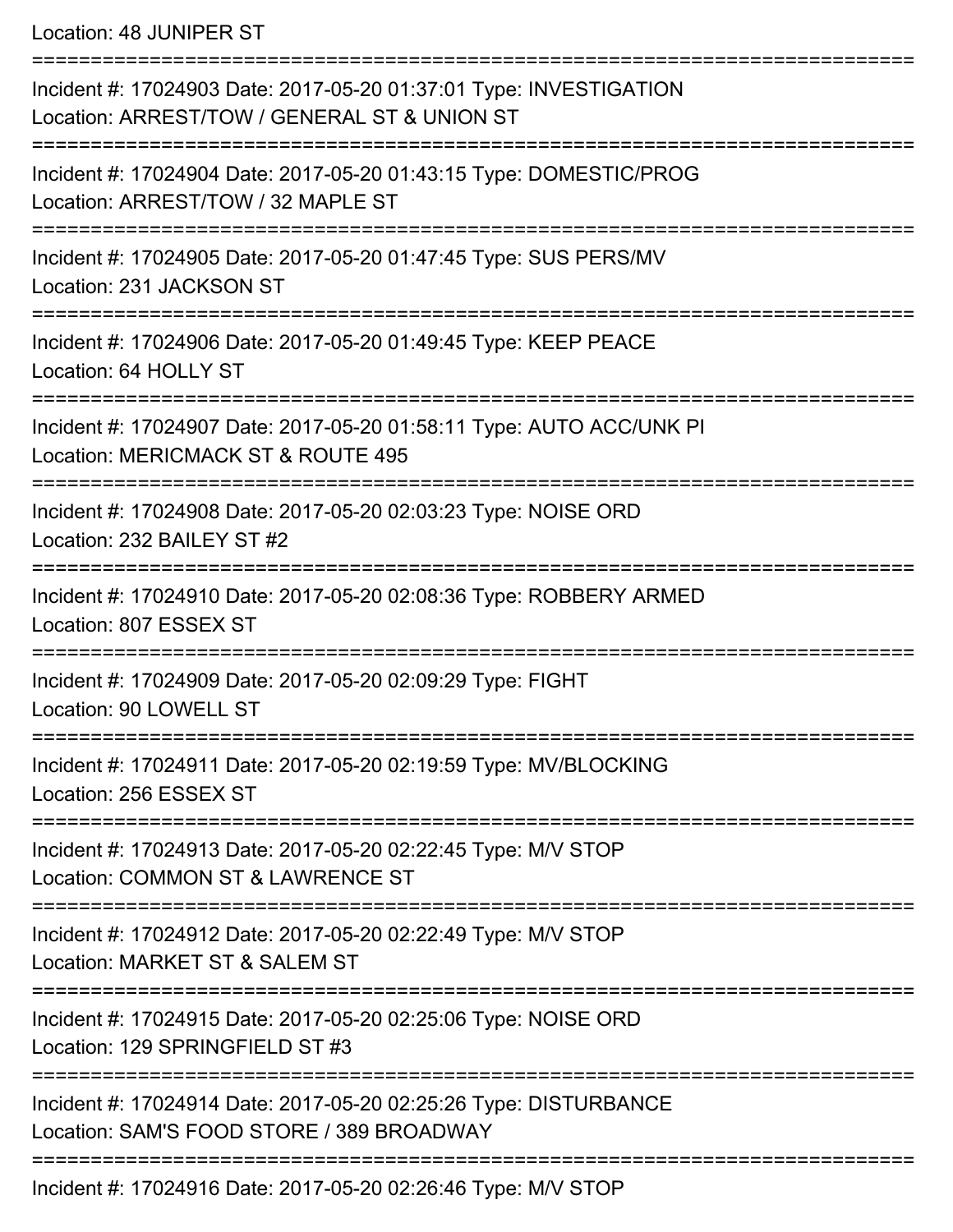Location: 48 JUNIPER ST

===========================================================================

Incident #: 17024903 Date: 2017-05-20 01:37:01 Type: INVESTIGATION
Location: ARREST/TOW / GENERAL ST & UNION ST

===========================================================================

Incident #: 17024904 Date: 2017-05-20 01:43:15 Type: DOMESTIC/PROG
Location: ARREST/TOW / 32 MAPLE ST

===========================================================================

Incident #: 17024905 Date: 2017-05-20 01:47:45 Type: SUS PERS/MV
Location: 231 JACKSON ST

===========================================================================

Incident #: 17024906 Date: 2017-05-20 01:49:45 Type: KEEP PEACE
Location: 64 HOLLY ST

===========================================================================

Incident #: 17024907 Date: 2017-05-20 01:58:11 Type: AUTO ACC/UNK PI
Location: MERICMACK ST & ROUTE 495

===========================================================================

Incident #: 17024908 Date: 2017-05-20 02:03:23 Type: NOISE ORD
Location: 232 BAILEY ST #2

===========================================================================

Incident #: 17024910 Date: 2017-05-20 02:08:36 Type: ROBBERY ARMED
Location: 807 ESSEX ST

===========================================================================

Incident #: 17024909 Date: 2017-05-20 02:09:29 Type: FIGHT
Location: 90 LOWELL ST

===========================================================================

Incident #: 17024911 Date: 2017-05-20 02:19:59 Type: MV/BLOCKING
Location: 256 ESSEX ST

===========================================================================

Incident #: 17024913 Date: 2017-05-20 02:22:45 Type: M/V STOP
Location: COMMON ST & LAWRENCE ST

===========================================================================

Incident #: 17024912 Date: 2017-05-20 02:22:49 Type: M/V STOP
Location: MARKET ST & SALEM ST

===========================================================================

Incident #: 17024915 Date: 2017-05-20 02:25:06 Type: NOISE ORD
Location: 129 SPRINGFIELD ST #3

===========================================================================

Incident #: 17024914 Date: 2017-05-20 02:25:26 Type: DISTURBANCE
Location: SAM'S FOOD STORE / 389 BROADWAY

===========================================================================

Incident #: 17024916 Date: 2017-05-20 02:26:46 Type: M/V STOP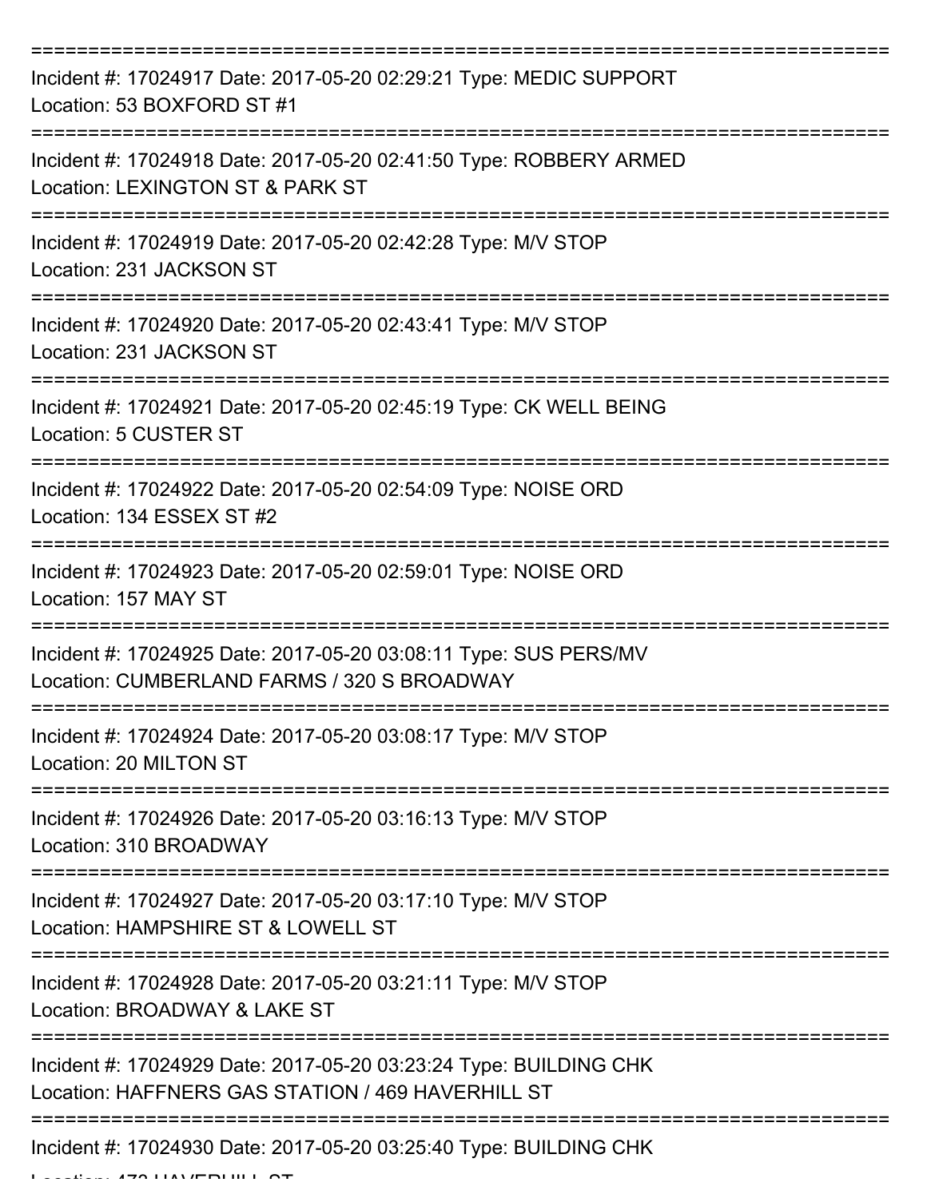===========================================================================

Incident #: 17024917 Date: 2017-05-20 02:29:21 Type: MEDIC SUPPORT
Location: 53 BOXFORD ST #1

===========================================================================

Incident #: 17024918 Date: 2017-05-20 02:41:50 Type: ROBBERY ARMED
Location: LEXINGTON ST & PARK ST

===========================================================================

Incident #: 17024919 Date: 2017-05-20 02:42:28 Type: M/V STOP
Location: 231 JACKSON ST

===========================================================================

Incident #: 17024920 Date: 2017-05-20 02:43:41 Type: M/V STOP
Location: 231 JACKSON ST

===========================================================================

Incident #: 17024921 Date: 2017-05-20 02:45:19 Type: CK WELL BEING
Location: 5 CUSTER ST

===========================================================================

Incident #: 17024922 Date: 2017-05-20 02:54:09 Type: NOISE ORD
Location: 134 ESSEX ST #2

===========================================================================

Incident #: 17024923 Date: 2017-05-20 02:59:01 Type: NOISE ORD
Location: 157 MAY ST

===========================================================================

Incident #: 17024925 Date: 2017-05-20 03:08:11 Type: SUS PERS/MV
Location: CUMBERLAND FARMS / 320 S BROADWAY

===========================================================================

Incident #: 17024924 Date: 2017-05-20 03:08:17 Type: M/V STOP
Location: 20 MILTON ST

===========================================================================

Incident #: 17024926 Date: 2017-05-20 03:16:13 Type: M/V STOP
Location: 310 BROADWAY

===========================================================================

Incident #: 17024927 Date: 2017-05-20 03:17:10 Type: M/V STOP
Location: HAMPSHIRE ST & LOWELL ST

===========================================================================

Incident #: 17024928 Date: 2017-05-20 03:21:11 Type: M/V STOP
Location: BROADWAY & LAKE ST

===========================================================================

Incident #: 17024929 Date: 2017-05-20 03:23:24 Type: BUILDING CHK
Location: HAFFNERS GAS STATION / 469 HAVERHILL ST

===========================================================================

Incident #: 17024930 Date: 2017-05-20 03:25:40 Type: BUILDING CHK
Location: 473 HAVERHILL ST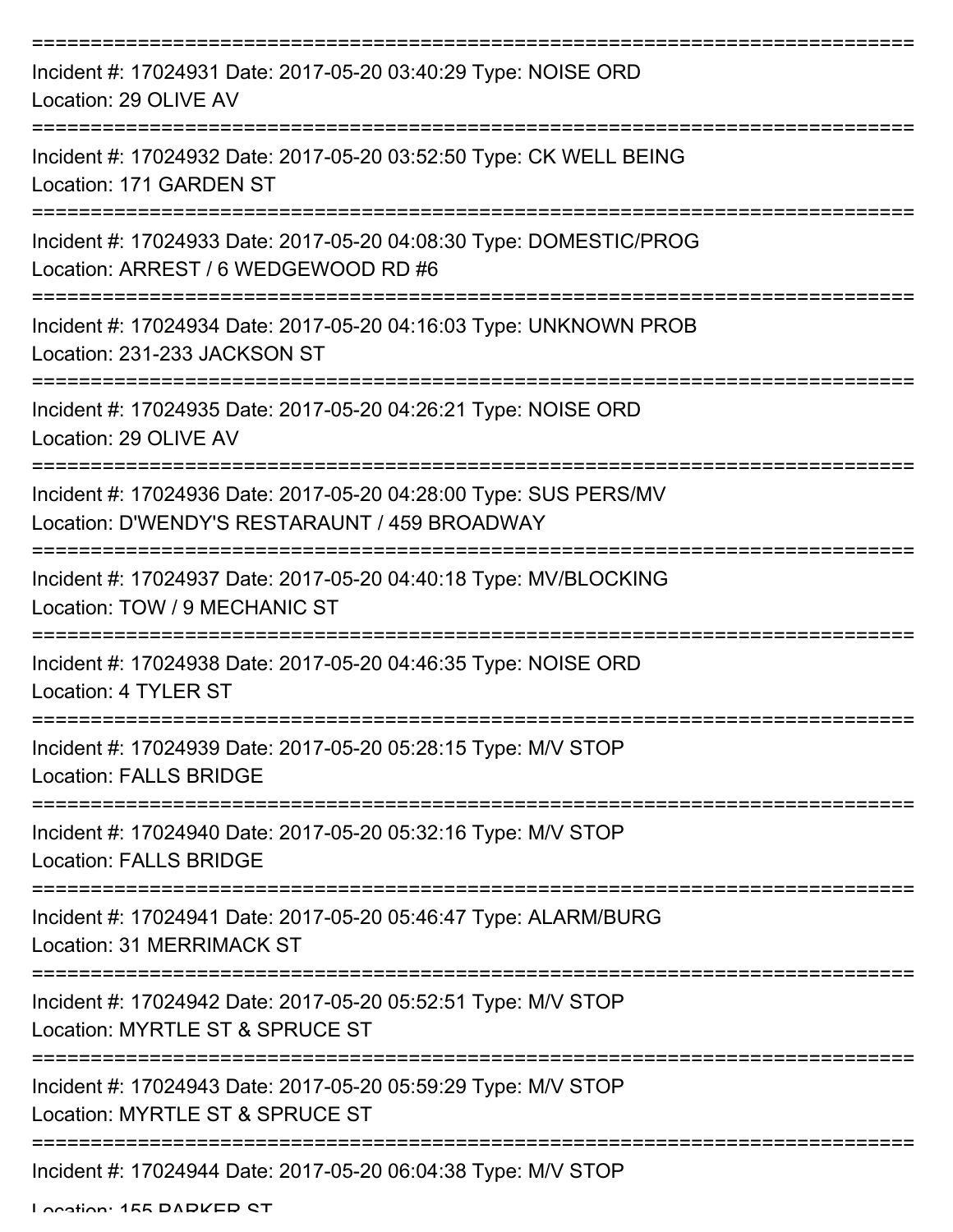Incident #: 17024931 Date: 2017-05-20 03:40:29 Type: NOISE ORD
Location: 29 OLIVE AV

Incident #: 17024932 Date: 2017-05-20 03:52:50 Type: CK WELL BEING
Location: 171 GARDEN ST

Incident #: 17024933 Date: 2017-05-20 04:08:30 Type: DOMESTIC/PROG
Location: ARREST / 6 WEDGEWOOD RD #6

Incident #: 17024934 Date: 2017-05-20 04:16:03 Type: UNKNOWN PROB
Location: 231-233 JACKSON ST

Incident #: 17024935 Date: 2017-05-20 04:26:21 Type: NOISE ORD
Location: 29 OLIVE AV

Incident #: 17024936 Date: 2017-05-20 04:28:00 Type: SUS PERS/MV
Location: D'WENDY'S RESTARAUNT / 459 BROADWAY

Incident #: 17024937 Date: 2017-05-20 04:40:18 Type: MV/BLOCKING
Location: TOW / 9 MECHANIC ST

Incident #: 17024938 Date: 2017-05-20 04:46:35 Type: NOISE ORD
Location: 4 TYLER ST

Incident #: 17024939 Date: 2017-05-20 05:28:15 Type: M/V STOP
Location: FALLS BRIDGE

Incident #: 17024940 Date: 2017-05-20 05:32:16 Type: M/V STOP
Location: FALLS BRIDGE

Incident #: 17024941 Date: 2017-05-20 05:46:47 Type: ALARM/BURG
Location: 31 MERRIMACK ST

Incident #: 17024942 Date: 2017-05-20 05:52:51 Type: M/V STOP
Location: MYRTLE ST & SPRUCE ST

Incident #: 17024943 Date: 2017-05-20 05:59:29 Type: M/V STOP
Location: MYRTLE ST & SPRUCE ST

Incident #: 17024944 Date: 2017-05-20 06:04:38 Type: M/V STOP
Location: 155 PARKER ST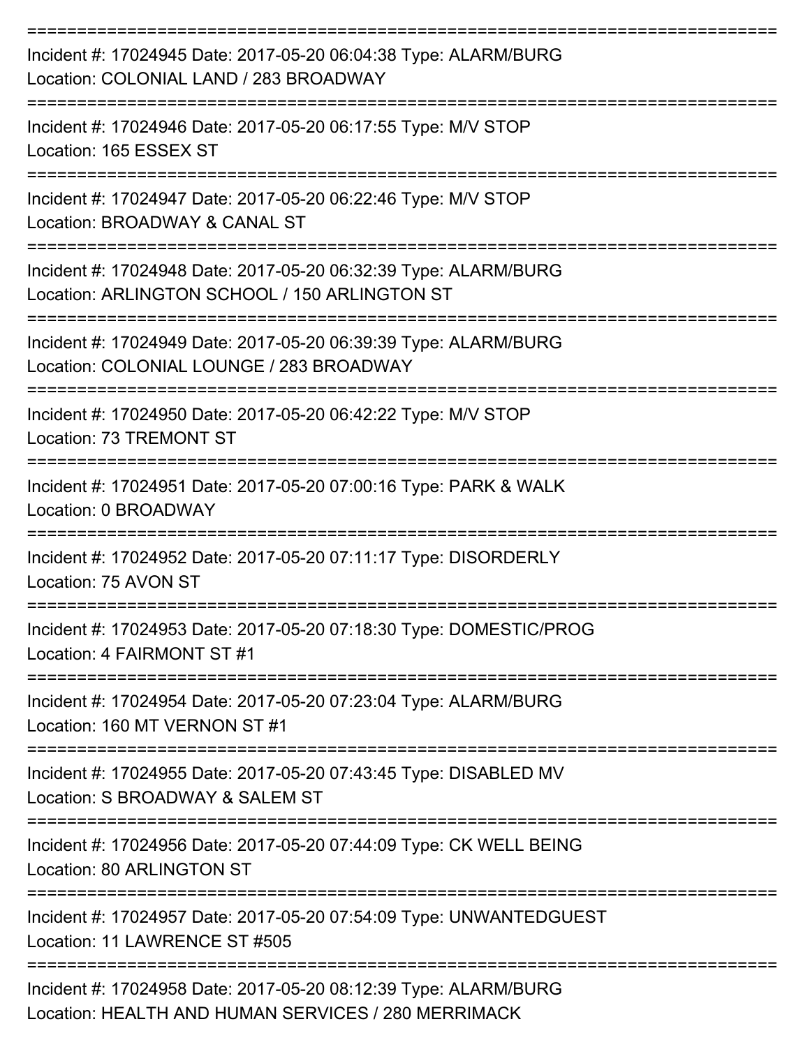===========================================================================

Incident #: 17024945 Date: 2017-05-20 06:04:38 Type: ALARM/BURG
Location: COLONIAL LAND / 283 BROADWAY

===========================================================================

Incident #: 17024946 Date: 2017-05-20 06:17:55 Type: M/V STOP
Location: 165 ESSEX ST

===========================================================================

Incident #: 17024947 Date: 2017-05-20 06:22:46 Type: M/V STOP
Location: BROADWAY & CANAL ST

===========================================================================

Incident #: 17024948 Date: 2017-05-20 06:32:39 Type: ALARM/BURG
Location: ARLINGTON SCHOOL / 150 ARLINGTON ST

===========================================================================

Incident #: 17024949 Date: 2017-05-20 06:39:39 Type: ALARM/BURG
Location: COLONIAL LOUNGE / 283 BROADWAY

===========================================================================

Incident #: 17024950 Date: 2017-05-20 06:42:22 Type: M/V STOP
Location: 73 TREMONT ST

===========================================================================

Incident #: 17024951 Date: 2017-05-20 07:00:16 Type: PARK & WALK
Location: 0 BROADWAY

===========================================================================

Incident #: 17024952 Date: 2017-05-20 07:11:17 Type: DISORDERLY
Location: 75 AVON ST

===========================================================================

Incident #: 17024953 Date: 2017-05-20 07:18:30 Type: DOMESTIC/PROG
Location: 4 FAIRMONT ST #1

===========================================================================

Incident #: 17024954 Date: 2017-05-20 07:23:04 Type: ALARM/BURG
Location: 160 MT VERNON ST #1

===========================================================================

Incident #: 17024955 Date: 2017-05-20 07:43:45 Type: DISABLED MV
Location: S BROADWAY & SALEM ST

===========================================================================

Incident #: 17024956 Date: 2017-05-20 07:44:09 Type: CK WELL BEING
Location: 80 ARLINGTON ST

===========================================================================

Incident #: 17024957 Date: 2017-05-20 07:54:09 Type: UNWANTEDGUEST
Location: 11 LAWRENCE ST #505

===========================================================================

Incident #: 17024958 Date: 2017-05-20 08:12:39 Type: ALARM/BURG
Location: HEALTH AND HUMAN SERVICES / 280 MERRIMACK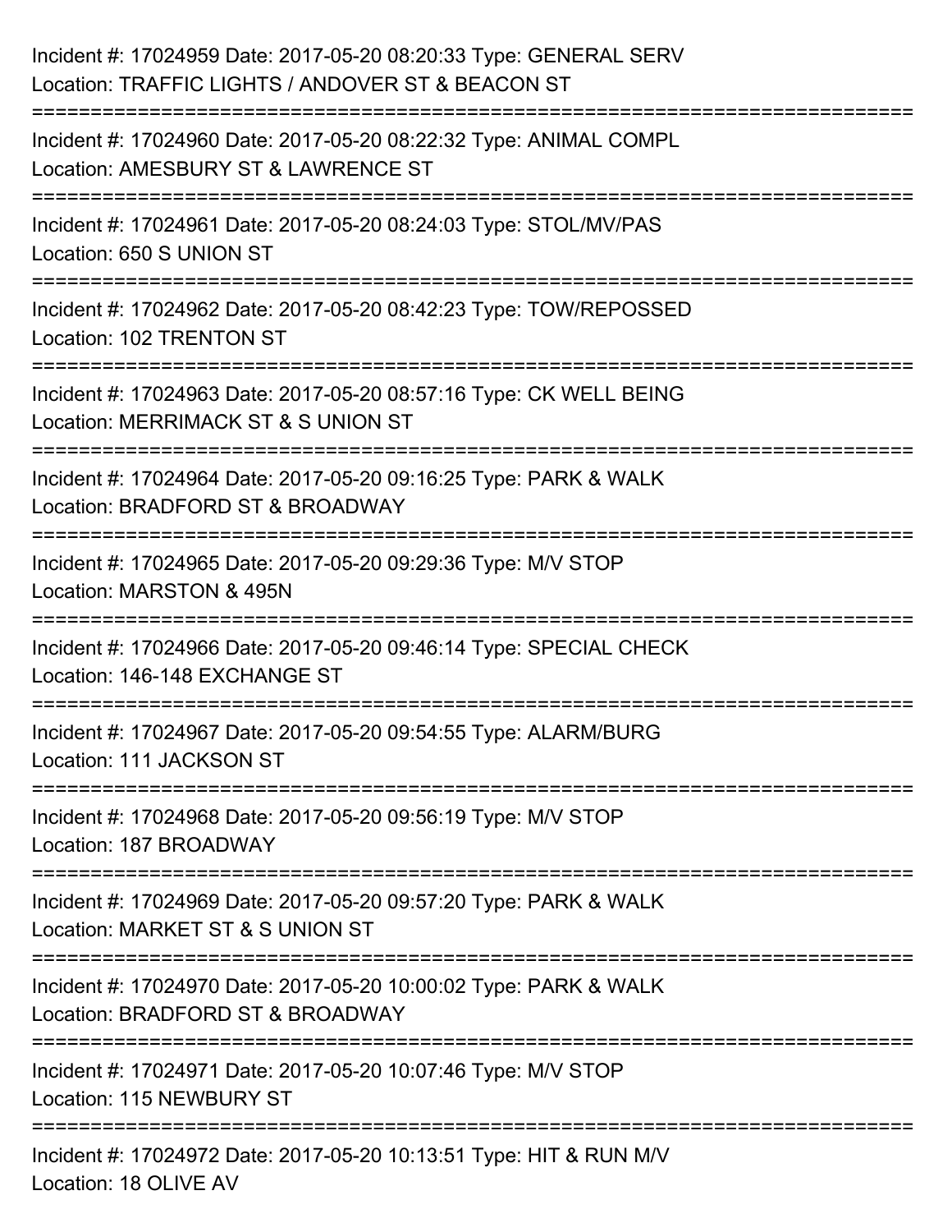Incident #: 17024959 Date: 2017-05-20 08:20:33 Type: GENERAL SERV
Location: TRAFFIC LIGHTS / ANDOVER ST & BEACON ST

===========================================================================

Incident #: 17024960 Date: 2017-05-20 08:22:32 Type: ANIMAL COMPL
Location: AMESBURY ST & LAWRENCE ST

===========================================================================

Incident #: 17024961 Date: 2017-05-20 08:24:03 Type: STOL/MV/PAS
Location: 650 S UNION ST

===========================================================================

Incident #: 17024962 Date: 2017-05-20 08:42:23 Type: TOW/REPOSSED
Location: 102 TRENTON ST

===========================================================================

Incident #: 17024963 Date: 2017-05-20 08:57:16 Type: CK WELL BEING
Location: MERRIMACK ST & S UNION ST

===========================================================================

Incident #: 17024964 Date: 2017-05-20 09:16:25 Type: PARK & WALK
Location: BRADFORD ST & BROADWAY

===========================================================================

Incident #: 17024965 Date: 2017-05-20 09:29:36 Type: M/V STOP
Location: MARSTON & 495N

===========================================================================

Incident #: 17024966 Date: 2017-05-20 09:46:14 Type: SPECIAL CHECK
Location: 146-148 EXCHANGE ST

===========================================================================

Incident #: 17024967 Date: 2017-05-20 09:54:55 Type: ALARM/BURG
Location: 111 JACKSON ST

===========================================================================

Incident #: 17024968 Date: 2017-05-20 09:56:19 Type: M/V STOP
Location: 187 BROADWAY

===========================================================================

Incident #: 17024969 Date: 2017-05-20 09:57:20 Type: PARK & WALK
Location: MARKET ST & S UNION ST

===========================================================================

Incident #: 17024970 Date: 2017-05-20 10:00:02 Type: PARK & WALK
Location: BRADFORD ST & BROADWAY

===========================================================================

Incident #: 17024971 Date: 2017-05-20 10:07:46 Type: M/V STOP
Location: 115 NEWBURY ST

===========================================================================

Incident #: 17024972 Date: 2017-05-20 10:13:51 Type: HIT & RUN M/V
Location: 18 OLIVE AV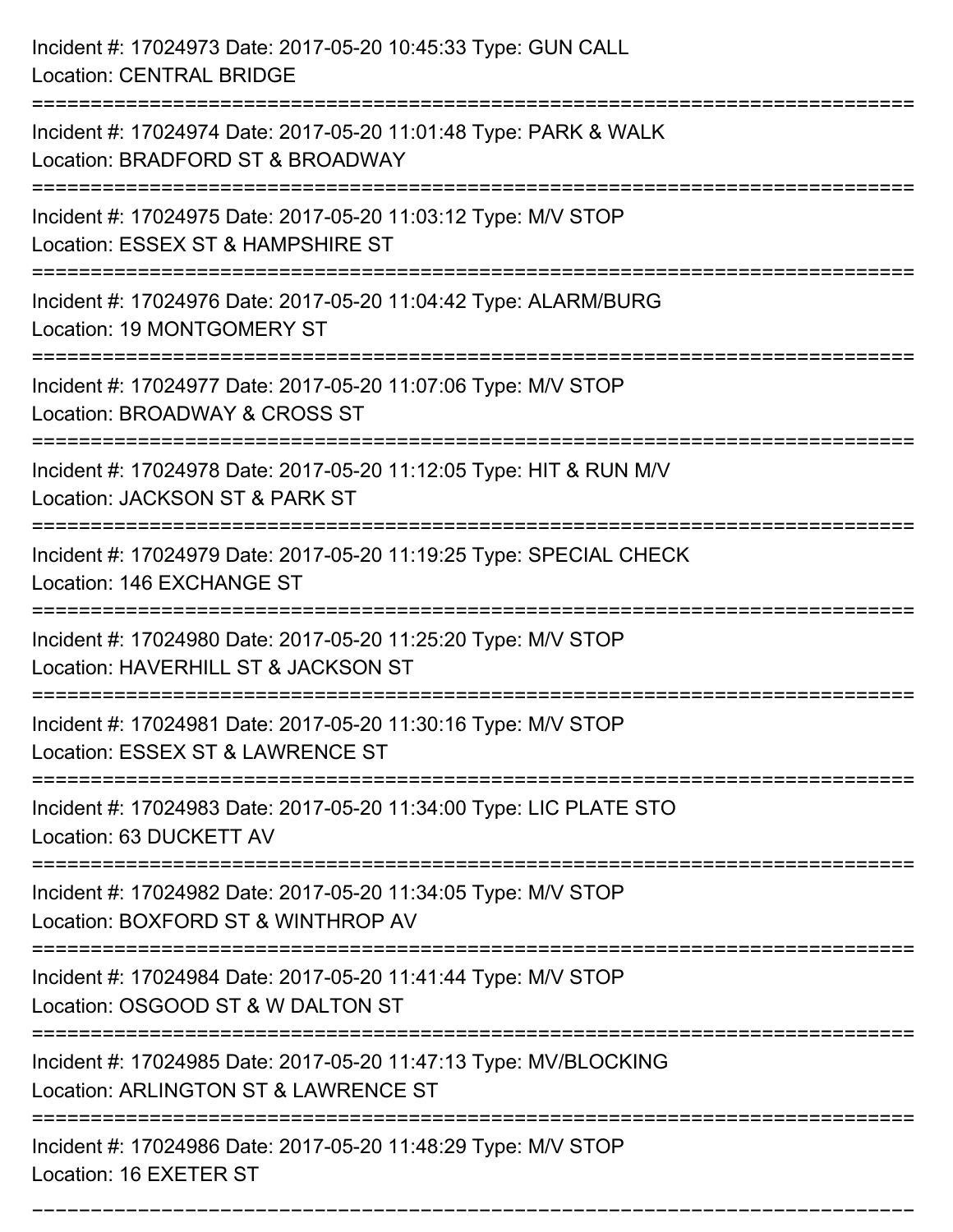Incident #: 17024973 Date: 2017-05-20 10:45:33 Type: GUN CALL
Location: CENTRAL BRIDGE

===========================================================================

Incident #: 17024974 Date: 2017-05-20 11:01:48 Type: PARK & WALK
Location: BRADFORD ST & BROADWAY

===========================================================================

Incident #: 17024975 Date: 2017-05-20 11:03:12 Type: M/V STOP
Location: ESSEX ST & HAMPSHIRE ST

===========================================================================

Incident #: 17024976 Date: 2017-05-20 11:04:42 Type: ALARM/BURG
Location: 19 MONTGOMERY ST

===========================================================================

Incident #: 17024977 Date: 2017-05-20 11:07:06 Type: M/V STOP
Location: BROADWAY & CROSS ST

===========================================================================

Incident #: 17024978 Date: 2017-05-20 11:12:05 Type: HIT & RUN M/V
Location: JACKSON ST & PARK ST

===========================================================================

Incident #: 17024979 Date: 2017-05-20 11:19:25 Type: SPECIAL CHECK
Location: 146 EXCHANGE ST

===========================================================================

Incident #: 17024980 Date: 2017-05-20 11:25:20 Type: M/V STOP
Location: HAVERHILL ST & JACKSON ST

===========================================================================

Incident #: 17024981 Date: 2017-05-20 11:30:16 Type: M/V STOP
Location: ESSEX ST & LAWRENCE ST

===========================================================================

Incident #: 17024983 Date: 2017-05-20 11:34:00 Type: LIC PLATE STO
Location: 63 DUCKETT AV

===========================================================================

Incident #: 17024982 Date: 2017-05-20 11:34:05 Type: M/V STOP
Location: BOXFORD ST & WINTHROP AV

===========================================================================

Incident #: 17024984 Date: 2017-05-20 11:41:44 Type: M/V STOP
Location: OSGOOD ST & W DALTON ST

===========================================================================

Incident #: 17024985 Date: 2017-05-20 11:47:13 Type: MV/BLOCKING
Location: ARLINGTON ST & LAWRENCE ST

===========================================================================

Incident #: 17024986 Date: 2017-05-20 11:48:29 Type: M/V STOP
Location: 16 EXETER ST

===========================================================================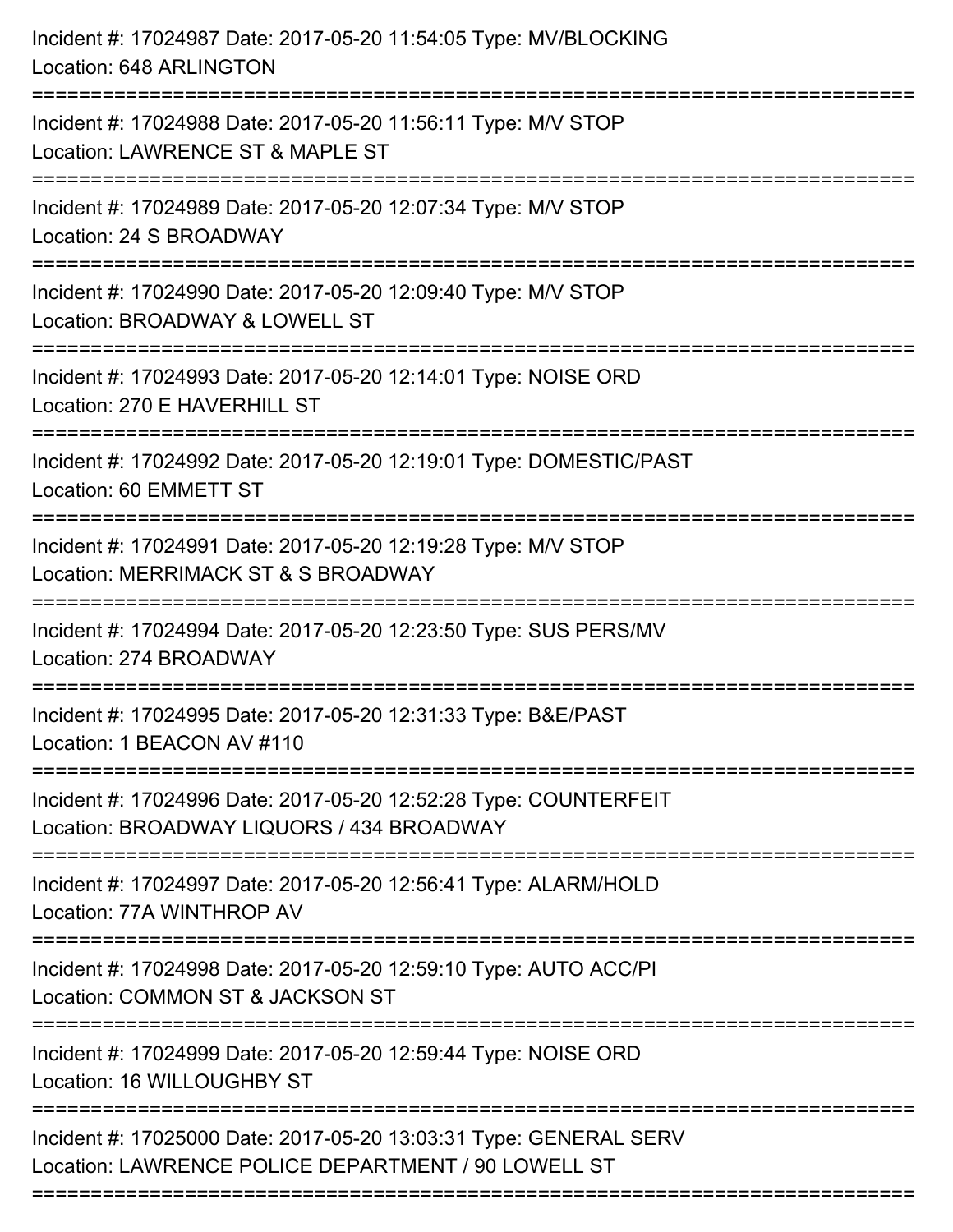Incident #: 17024987 Date: 2017-05-20 11:54:05 Type: MV/BLOCKING
Location: 648 ARLINGTON

===========================================================================

Incident #: 17024988 Date: 2017-05-20 11:56:11 Type: M/V STOP
Location: LAWRENCE ST & MAPLE ST

===========================================================================

Incident #: 17024989 Date: 2017-05-20 12:07:34 Type: M/V STOP
Location: 24 S BROADWAY

===========================================================================

Incident #: 17024990 Date: 2017-05-20 12:09:40 Type: M/V STOP
Location: BROADWAY & LOWELL ST

===========================================================================

Incident #: 17024993 Date: 2017-05-20 12:14:01 Type: NOISE ORD
Location: 270 E HAVERHILL ST

===========================================================================

Incident #: 17024992 Date: 2017-05-20 12:19:01 Type: DOMESTIC/PAST
Location: 60 EMMETT ST

===========================================================================

Incident #: 17024991 Date: 2017-05-20 12:19:28 Type: M/V STOP
Location: MERRIMACK ST & S BROADWAY

===========================================================================

Incident #: 17024994 Date: 2017-05-20 12:23:50 Type: SUS PERS/MV
Location: 274 BROADWAY

===========================================================================

Incident #: 17024995 Date: 2017-05-20 12:31:33 Type: B&E/PAST
Location: 1 BEACON AV #110

===========================================================================

Incident #: 17024996 Date: 2017-05-20 12:52:28 Type: COUNTERFEIT
Location: BROADWAY LIQUORS / 434 BROADWAY

===========================================================================

Incident #: 17024997 Date: 2017-05-20 12:56:41 Type: ALARM/HOLD
Location: 77A WINTHROP AV

===========================================================================

Incident #: 17024998 Date: 2017-05-20 12:59:10 Type: AUTO ACC/PI
Location: COMMON ST & JACKSON ST

===========================================================================

Incident #: 17024999 Date: 2017-05-20 12:59:44 Type: NOISE ORD
Location: 16 WILLOUGHBY ST

===========================================================================

Incident #: 17025000 Date: 2017-05-20 13:03:31 Type: GENERAL SERV
Location: LAWRENCE POLICE DEPARTMENT / 90 LOWELL ST

===========================================================================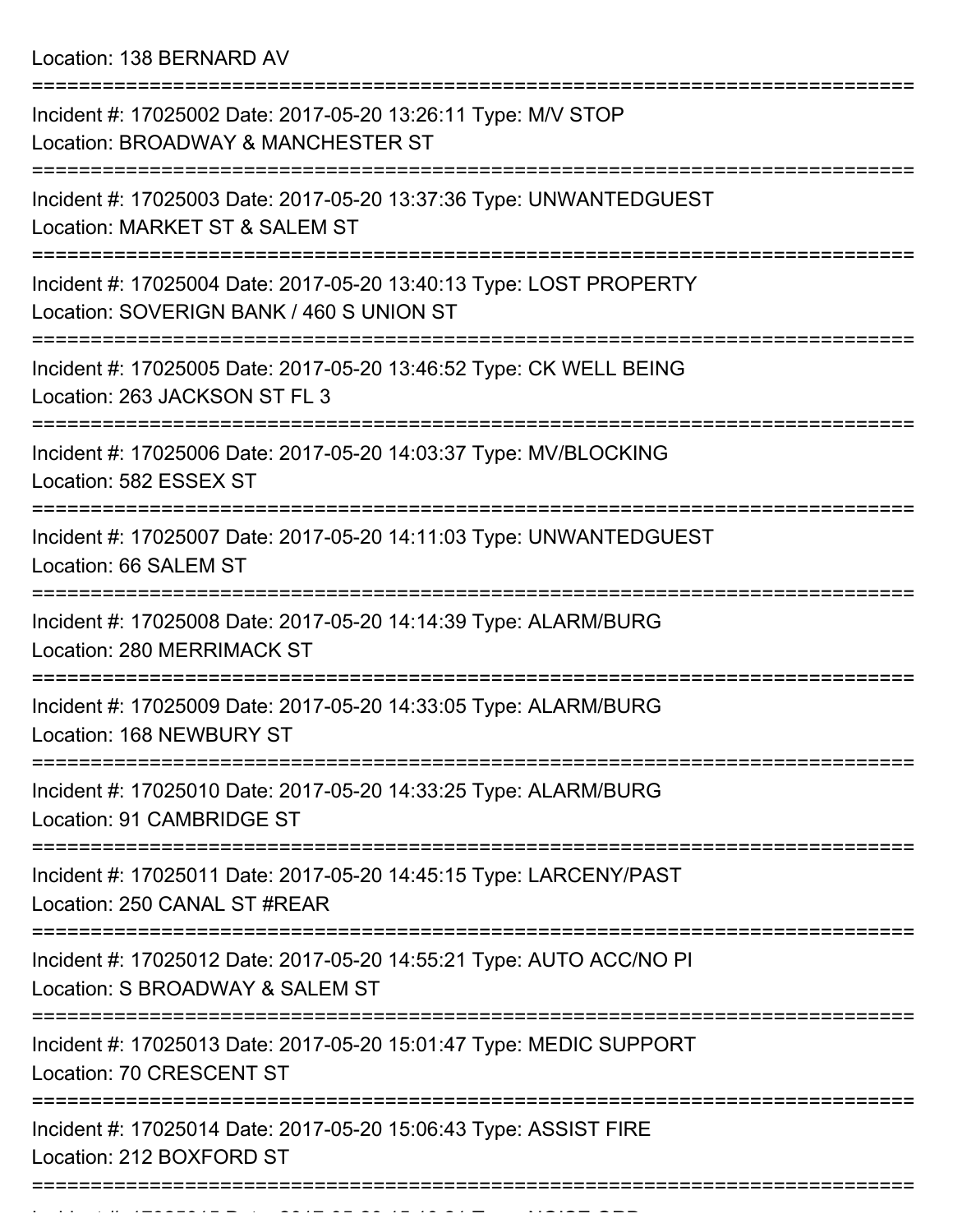Location: 138 BERNARD AV

===========================================================================

Incident #: 17025002 Date: 2017-05-20 13:26:11 Type: M/V STOP
Location: BROADWAY & MANCHESTER ST

===========================================================================

Incident #: 17025003 Date: 2017-05-20 13:37:36 Type: UNWANTEDGUEST
Location: MARKET ST & SALEM ST

===========================================================================

Incident #: 17025004 Date: 2017-05-20 13:40:13 Type: LOST PROPERTY
Location: SOVERIGN BANK / 460 S UNION ST

===========================================================================

Incident #: 17025005 Date: 2017-05-20 13:46:52 Type: CK WELL BEING
Location: 263 JACKSON ST FL 3

===========================================================================

Incident #: 17025006 Date: 2017-05-20 14:03:37 Type: MV/BLOCKING
Location: 582 ESSEX ST

===========================================================================

Incident #: 17025007 Date: 2017-05-20 14:11:03 Type: UNWANTEDGUEST
Location: 66 SALEM ST

===========================================================================

Incident #: 17025008 Date: 2017-05-20 14:14:39 Type: ALARM/BURG
Location: 280 MERRIMACK ST

===========================================================================

Incident #: 17025009 Date: 2017-05-20 14:33:05 Type: ALARM/BURG
Location: 168 NEWBURY ST

===========================================================================

Incident #: 17025010 Date: 2017-05-20 14:33:25 Type: ALARM/BURG
Location: 91 CAMBRIDGE ST

===========================================================================

Incident #: 17025011 Date: 2017-05-20 14:45:15 Type: LARCENY/PAST
Location: 250 CANAL ST #REAR

===========================================================================

Incident #: 17025012 Date: 2017-05-20 14:55:21 Type: AUTO ACC/NO PI
Location: S BROADWAY & SALEM ST

===========================================================================

Incident #: 17025013 Date: 2017-05-20 15:01:47 Type: MEDIC SUPPORT
Location: 70 CRESCENT ST

===========================================================================

Incident #: 17025014 Date: 2017-05-20 15:06:43 Type: ASSIST FIRE
Location: 212 BOXFORD ST

===========================================================================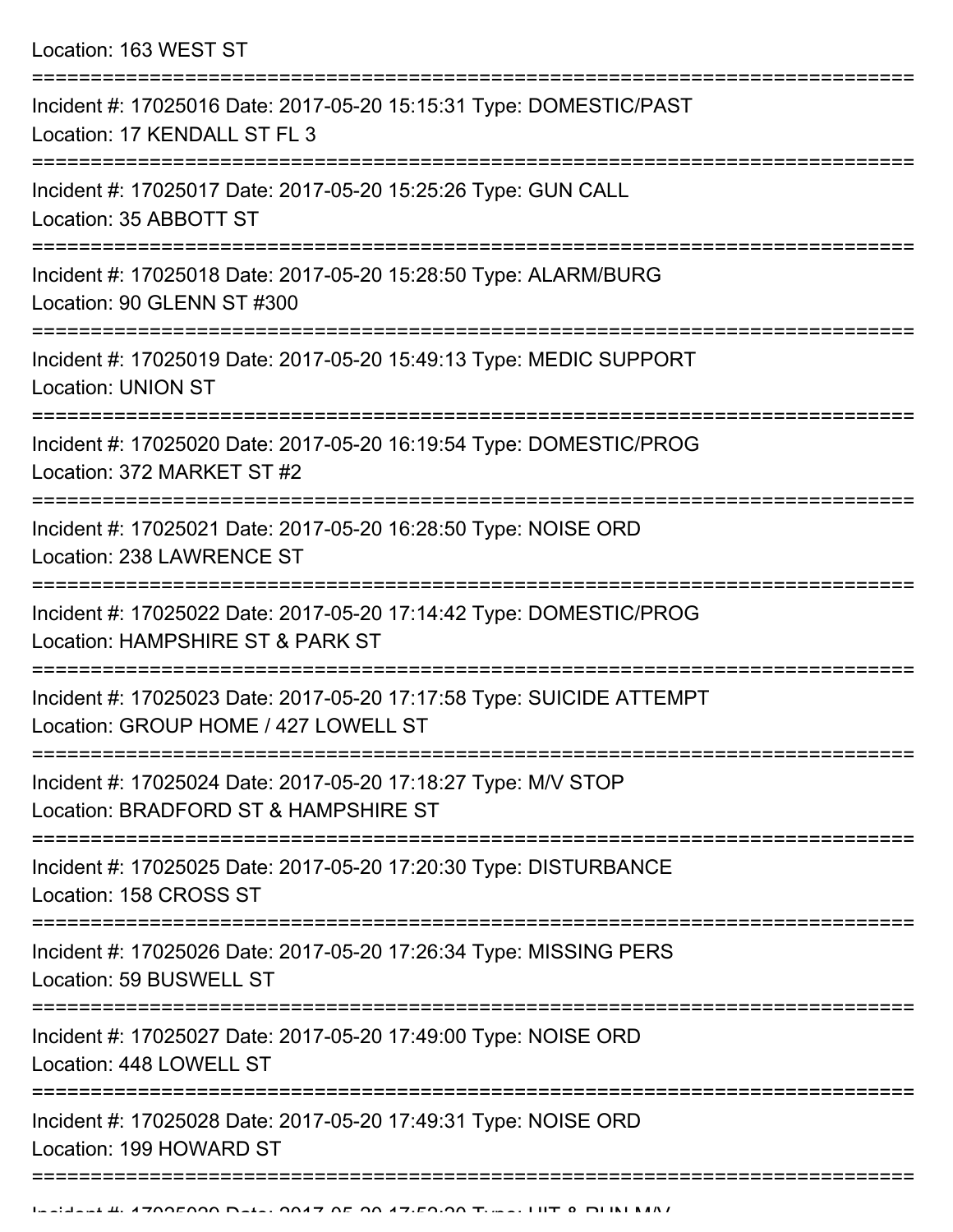Location: 163 WEST ST

===========================================================================

Incident #: 17025016 Date: 2017-05-20 15:15:31 Type: DOMESTIC/PAST
Location: 17 KENDALL ST FL 3

===========================================================================

Incident #: 17025017 Date: 2017-05-20 15:25:26 Type: GUN CALL
Location: 35 ABBOTT ST

===========================================================================

Incident #: 17025018 Date: 2017-05-20 15:28:50 Type: ALARM/BURG
Location: 90 GLENN ST #300

===========================================================================

Incident #: 17025019 Date: 2017-05-20 15:49:13 Type: MEDIC SUPPORT
Location: UNION ST

===========================================================================

Incident #: 17025020 Date: 2017-05-20 16:19:54 Type: DOMESTIC/PROG
Location: 372 MARKET ST #2

===========================================================================

Incident #: 17025021 Date: 2017-05-20 16:28:50 Type: NOISE ORD
Location: 238 LAWRENCE ST

===========================================================================

Incident #: 17025022 Date: 2017-05-20 17:14:42 Type: DOMESTIC/PROG
Location: HAMPSHIRE ST & PARK ST

===========================================================================

Incident #: 17025023 Date: 2017-05-20 17:17:58 Type: SUICIDE ATTEMPT
Location: GROUP HOME / 427 LOWELL ST

===========================================================================

Incident #: 17025024 Date: 2017-05-20 17:18:27 Type: M/V STOP
Location: BRADFORD ST & HAMPSHIRE ST

===========================================================================

Incident #: 17025025 Date: 2017-05-20 17:20:30 Type: DISTURBANCE
Location: 158 CROSS ST

===========================================================================

Incident #: 17025026 Date: 2017-05-20 17:26:34 Type: MISSING PERS
Location: 59 BUSWELL ST

===========================================================================

Incident #: 17025027 Date: 2017-05-20 17:49:00 Type: NOISE ORD
Location: 448 LOWELL ST

===========================================================================

Incident #: 17025028 Date: 2017-05-20 17:49:31 Type: NOISE ORD
Location: 199 HOWARD ST

===========================================================================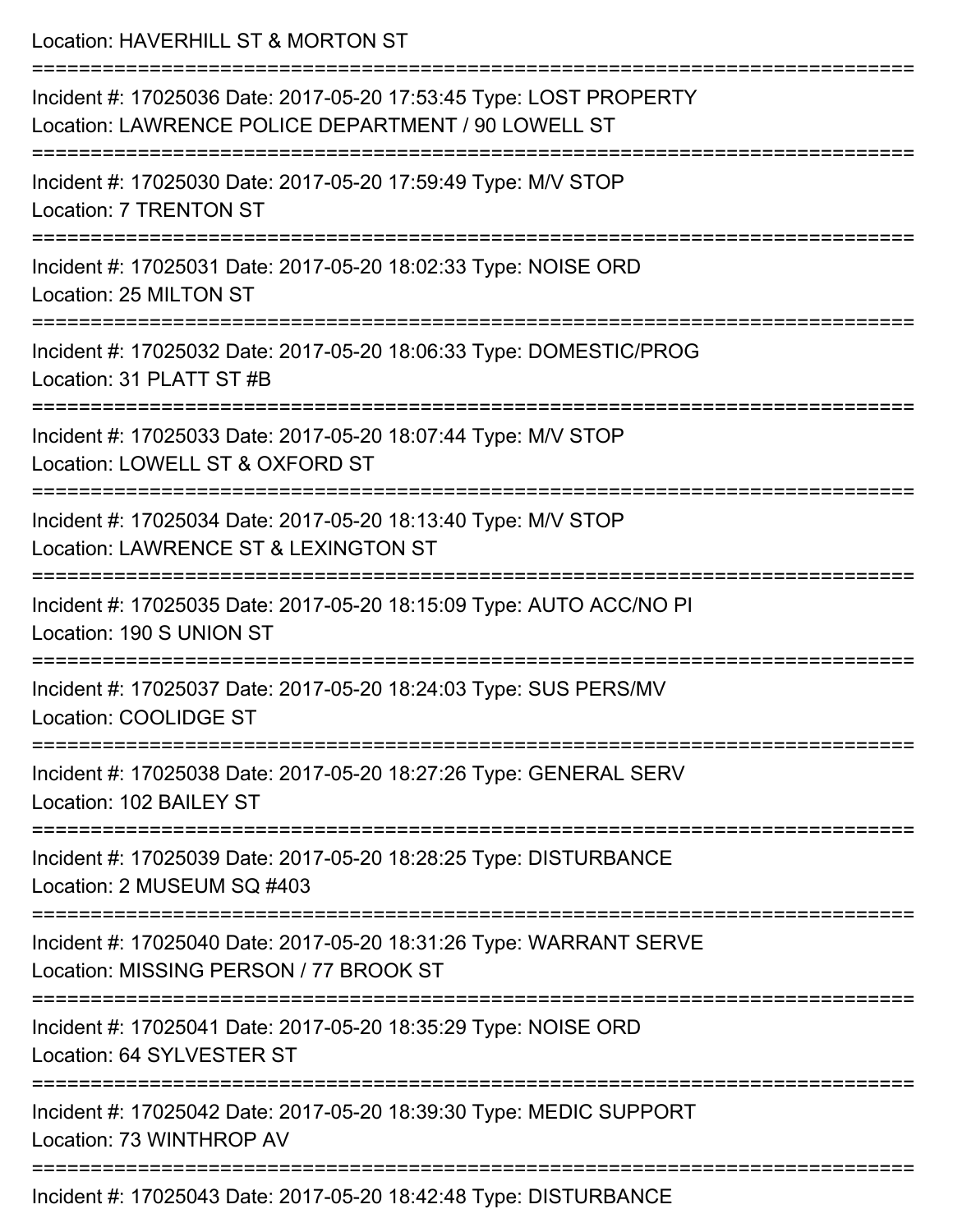Location: HAVERHILL ST & MORTON ST

===========================================================================

Incident #: 17025036 Date: 2017-05-20 17:53:45 Type: LOST PROPERTY
Location: LAWRENCE POLICE DEPARTMENT / 90 LOWELL ST

===========================================================================

Incident #: 17025030 Date: 2017-05-20 17:59:49 Type: M/V STOP
Location: 7 TRENTON ST

===========================================================================

Incident #: 17025031 Date: 2017-05-20 18:02:33 Type: NOISE ORD
Location: 25 MILTON ST

===========================================================================

Incident #: 17025032 Date: 2017-05-20 18:06:33 Type: DOMESTIC/PROG
Location: 31 PLATT ST #B

===========================================================================

Incident #: 17025033 Date: 2017-05-20 18:07:44 Type: M/V STOP
Location: LOWELL ST & OXFORD ST

===========================================================================

Incident #: 17025034 Date: 2017-05-20 18:13:40 Type: M/V STOP
Location: LAWRENCE ST & LEXINGTON ST

===========================================================================

Incident #: 17025035 Date: 2017-05-20 18:15:09 Type: AUTO ACC/NO PI
Location: 190 S UNION ST

===========================================================================

Incident #: 17025037 Date: 2017-05-20 18:24:03 Type: SUS PERS/MV
Location: COOLIDGE ST

===========================================================================

Incident #: 17025038 Date: 2017-05-20 18:27:26 Type: GENERAL SERV
Location: 102 BAILEY ST

===========================================================================

Incident #: 17025039 Date: 2017-05-20 18:28:25 Type: DISTURBANCE
Location: 2 MUSEUM SQ #403

===========================================================================

Incident #: 17025040 Date: 2017-05-20 18:31:26 Type: WARRANT SERVE
Location: MISSING PERSON / 77 BROOK ST

===========================================================================

Incident #: 17025041 Date: 2017-05-20 18:35:29 Type: NOISE ORD
Location: 64 SYLVESTER ST

===========================================================================

Incident #: 17025042 Date: 2017-05-20 18:39:30 Type: MEDIC SUPPORT
Location: 73 WINTHROP AV

===========================================================================

Incident #: 17025043 Date: 2017-05-20 18:42:48 Type: DISTURBANCE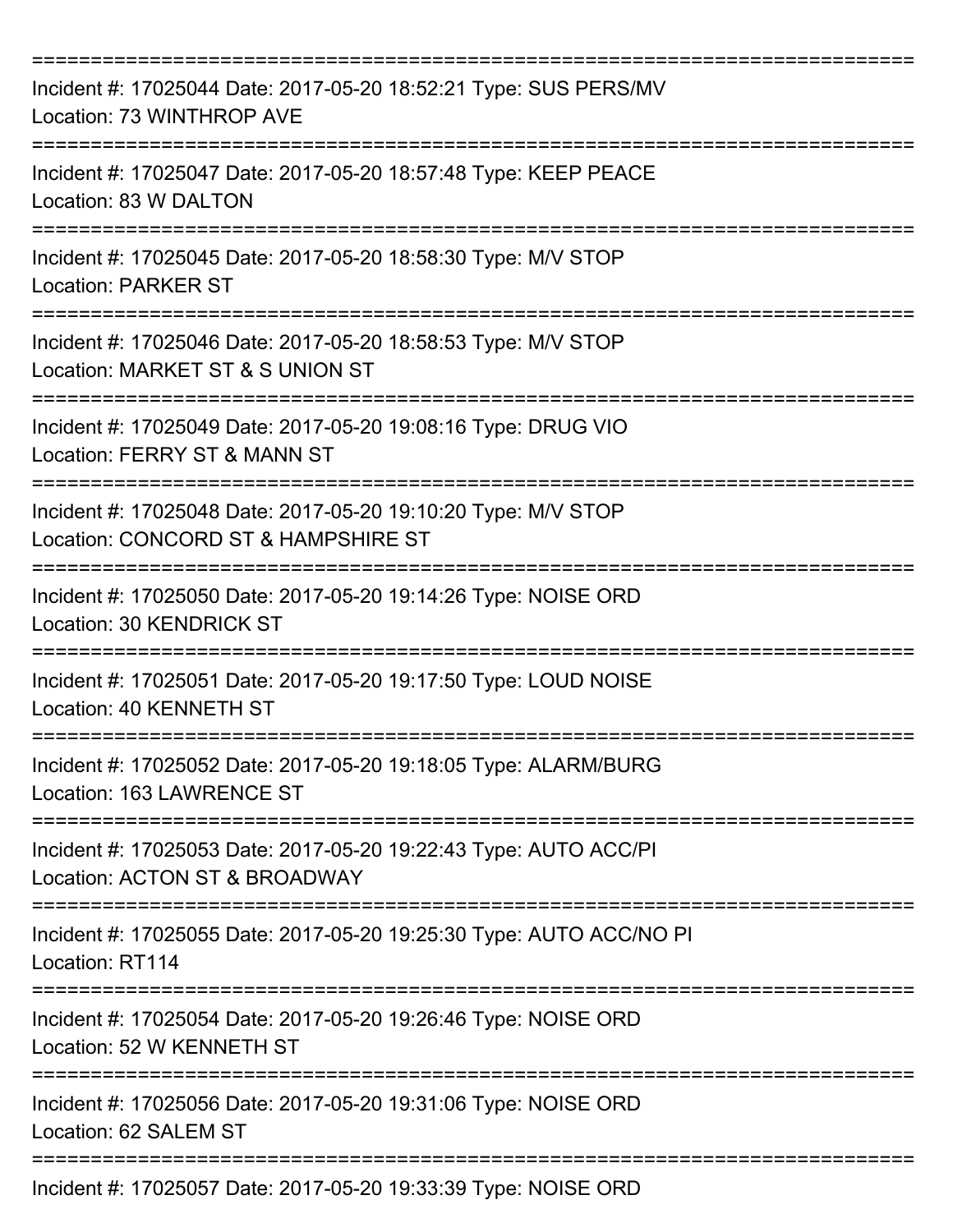---

Incident #: 17025044 Date: 2017-05-20 18:52:21 Type: SUS PERS/MV
Location: 73 WINTHROP AVE

---

Incident #: 17025047 Date: 2017-05-20 18:57:48 Type: KEEP PEACE
Location: 83 W DALTON

---

Incident #: 17025045 Date: 2017-05-20 18:58:30 Type: M/V STOP
Location: PARKER ST

---

Incident #: 17025046 Date: 2017-05-20 18:58:53 Type: M/V STOP
Location: MARKET ST & S UNION ST

---

Incident #: 17025049 Date: 2017-05-20 19:08:16 Type: DRUG VIO
Location: FERRY ST & MANN ST

---

Incident #: 17025048 Date: 2017-05-20 19:10:20 Type: M/V STOP
Location: CONCORD ST & HAMPSHIRE ST

---

Incident #: 17025050 Date: 2017-05-20 19:14:26 Type: NOISE ORD
Location: 30 KENDRICK ST

---

Incident #: 17025051 Date: 2017-05-20 19:17:50 Type: LOUD NOISE
Location: 40 KENNETH ST

---

Incident #: 17025052 Date: 2017-05-20 19:18:05 Type: ALARM/BURG
Location: 163 LAWRENCE ST

---

Incident #: 17025053 Date: 2017-05-20 19:22:43 Type: AUTO ACC/PI
Location: ACTON ST & BROADWAY

---

Incident #: 17025055 Date: 2017-05-20 19:25:30 Type: AUTO ACC/NO PI
Location: RT114

---

Incident #: 17025054 Date: 2017-05-20 19:26:46 Type: NOISE ORD
Location: 52 W KENNETH ST

---

Incident #: 17025056 Date: 2017-05-20 19:31:06 Type: NOISE ORD
Location: 62 SALEM ST

---

Incident #: 17025057 Date: 2017-05-20 19:33:39 Type: NOISE ORD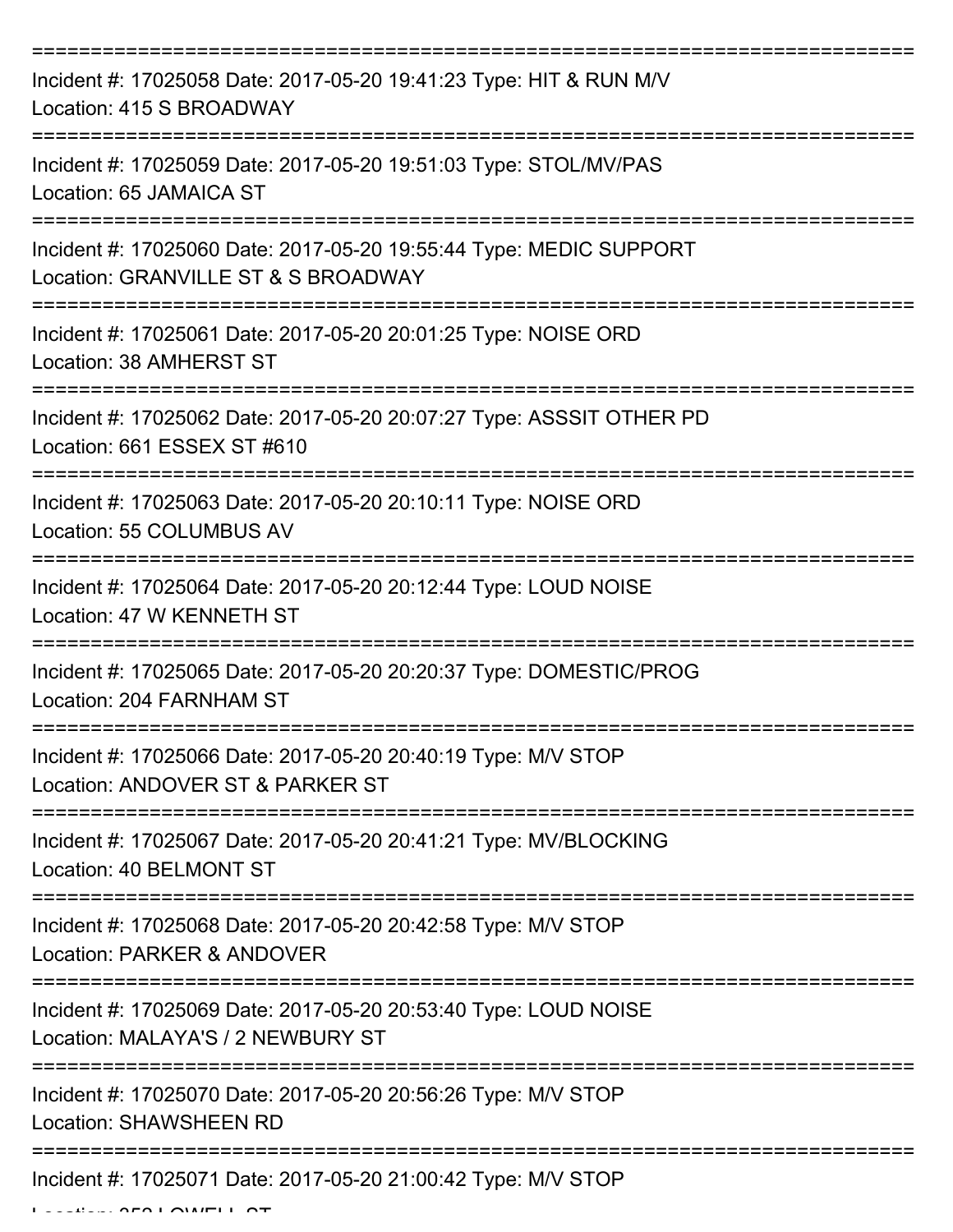===========================================================================

Incident #: 17025058 Date: 2017-05-20 19:41:23 Type: HIT & RUN M/V
Location: 415 S BROADWAY

===========================================================================

Incident #: 17025059 Date: 2017-05-20 19:51:03 Type: STOL/MV/PAS
Location: 65 JAMAICA ST

===========================================================================

Incident #: 17025060 Date: 2017-05-20 19:55:44 Type: MEDIC SUPPORT
Location: GRANVILLE ST & S BROADWAY

===========================================================================

Incident #: 17025061 Date: 2017-05-20 20:01:25 Type: NOISE ORD
Location: 38 AMHERST ST

===========================================================================

Incident #: 17025062 Date: 2017-05-20 20:07:27 Type: ASSSIT OTHER PD
Location: 661 ESSEX ST #610

===========================================================================

Incident #: 17025063 Date: 2017-05-20 20:10:11 Type: NOISE ORD
Location: 55 COLUMBUS AV

===========================================================================

Incident #: 17025064 Date: 2017-05-20 20:12:44 Type: LOUD NOISE
Location: 47 W KENNETH ST

===========================================================================

Incident #: 17025065 Date: 2017-05-20 20:20:37 Type: DOMESTIC/PROG
Location: 204 FARNHAM ST

===========================================================================

Incident #: 17025066 Date: 2017-05-20 20:40:19 Type: M/V STOP
Location: ANDOVER ST & PARKER ST

===========================================================================

Incident #: 17025067 Date: 2017-05-20 20:41:21 Type: MV/BLOCKING
Location: 40 BELMONT ST

===========================================================================

Incident #: 17025068 Date: 2017-05-20 20:42:58 Type: M/V STOP
Location: PARKER & ANDOVER

===========================================================================

Incident #: 17025069 Date: 2017-05-20 20:53:40 Type: LOUD NOISE
Location: MALAYA'S / 2 NEWBURY ST

===========================================================================

Incident #: 17025070 Date: 2017-05-20 20:56:26 Type: M/V STOP
Location: SHAWSHEEN RD

===========================================================================

Incident #: 17025071 Date: 2017-05-20 21:00:42 Type: M/V STOP
Location: 352 LOWELL ST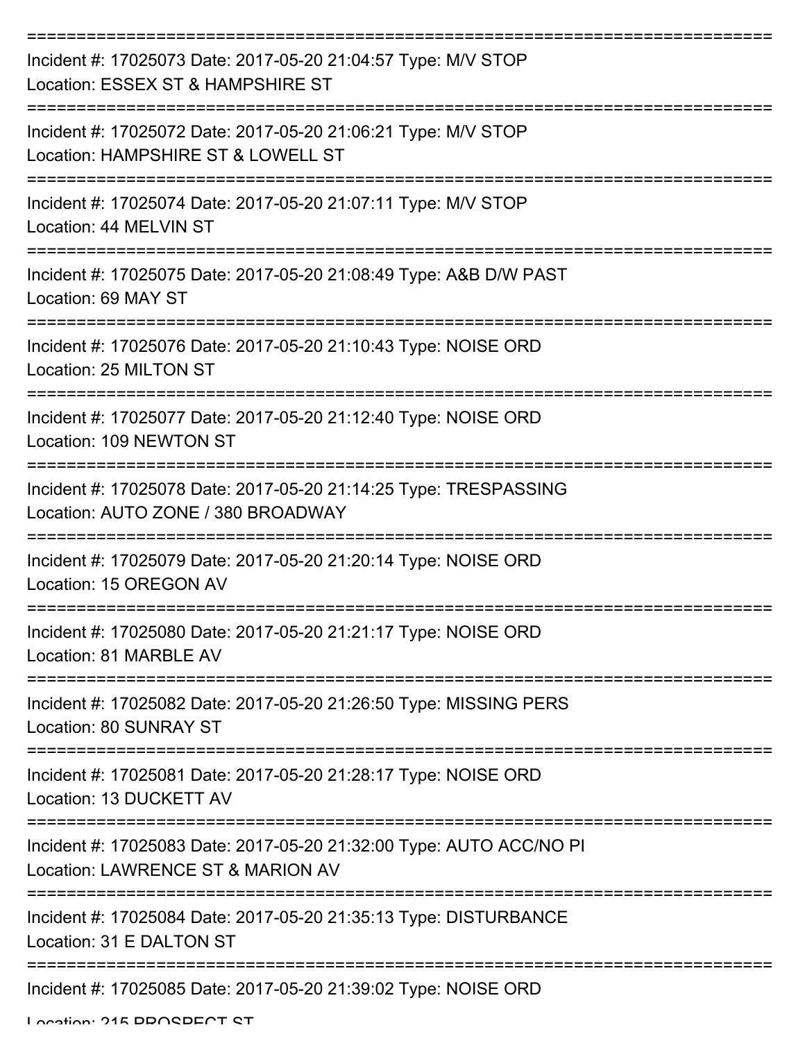---

Incident #: 17025073 Date: 2017-05-20 21:04:57 Type: M/V STOP
Location: ESSEX ST & HAMPSHIRE ST

---

Incident #: 17025072 Date: 2017-05-20 21:06:21 Type: M/V STOP
Location: HAMPSHIRE ST & LOWELL ST

---

Incident #: 17025074 Date: 2017-05-20 21:07:11 Type: M/V STOP
Location: 44 MELVIN ST

---

Incident #: 17025075 Date: 2017-05-20 21:08:49 Type: A&B D/W PAST
Location: 69 MAY ST

---

Incident #: 17025076 Date: 2017-05-20 21:10:43 Type: NOISE ORD
Location: 25 MILTON ST

---

Incident #: 17025077 Date: 2017-05-20 21:12:40 Type: NOISE ORD
Location: 109 NEWTON ST

---

Incident #: 17025078 Date: 2017-05-20 21:14:25 Type: TRESPASSING
Location: AUTO ZONE / 380 BROADWAY

---

Incident #: 17025079 Date: 2017-05-20 21:20:14 Type: NOISE ORD
Location: 15 OREGON AV

---

Incident #: 17025080 Date: 2017-05-20 21:21:17 Type: NOISE ORD
Location: 81 MARBLE AV

---

Incident #: 17025082 Date: 2017-05-20 21:26:50 Type: MISSING PERS
Location: 80 SUNRAY ST

---

Incident #: 17025081 Date: 2017-05-20 21:28:17 Type: NOISE ORD
Location: 13 DUCKETT AV

---

Incident #: 17025083 Date: 2017-05-20 21:32:00 Type: AUTO ACC/NO PI
Location: LAWRENCE ST & MARION AV

---

Incident #: 17025084 Date: 2017-05-20 21:35:13 Type: DISTURBANCE
Location: 31 E DALTON ST

---

Incident #: 17025085 Date: 2017-05-20 21:39:02 Type: NOISE ORD
Location: 215 PROSPECT ST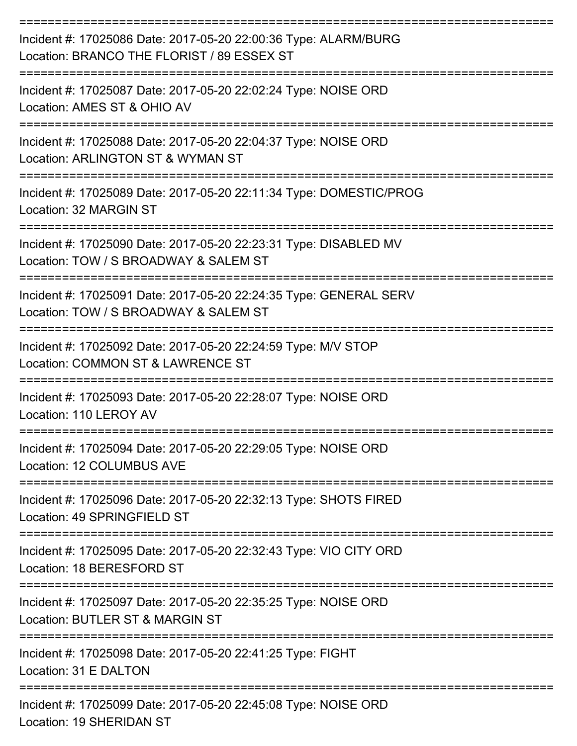===========================================================================
Incident #: 17025086 Date: 2017-05-20 22:00:36 Type: ALARM/BURG
Location: BRANCO THE FLORIST / 89 ESSEX ST
===========================================================================
Incident #: 17025087 Date: 2017-05-20 22:02:24 Type: NOISE ORD
Location: AMES ST & OHIO AV
===========================================================================
Incident #: 17025088 Date: 2017-05-20 22:04:37 Type: NOISE ORD
Location: ARLINGTON ST & WYMAN ST
===========================================================================
Incident #: 17025089 Date: 2017-05-20 22:11:34 Type: DOMESTIC/PROG
Location: 32 MARGIN ST
===========================================================================
Incident #: 17025090 Date: 2017-05-20 22:23:31 Type: DISABLED MV
Location: TOW / S BROADWAY & SALEM ST
===========================================================================
Incident #: 17025091 Date: 2017-05-20 22:24:35 Type: GENERAL SERV
Location: TOW / S BROADWAY & SALEM ST
===========================================================================
Incident #: 17025092 Date: 2017-05-20 22:24:59 Type: M/V STOP
Location: COMMON ST & LAWRENCE ST
===========================================================================
Incident #: 17025093 Date: 2017-05-20 22:28:07 Type: NOISE ORD
Location: 110 LEROY AV
===========================================================================
Incident #: 17025094 Date: 2017-05-20 22:29:05 Type: NOISE ORD
Location: 12 COLUMBUS AVE
===========================================================================
Incident #: 17025096 Date: 2017-05-20 22:32:13 Type: SHOTS FIRED
Location: 49 SPRINGFIELD ST
===========================================================================
Incident #: 17025095 Date: 2017-05-20 22:32:43 Type: VIO CITY ORD
Location: 18 BERESFORD ST
===========================================================================
Incident #: 17025097 Date: 2017-05-20 22:35:25 Type: NOISE ORD
Location: BUTLER ST & MARGIN ST
===========================================================================
Incident #: 17025098 Date: 2017-05-20 22:41:25 Type: FIGHT
Location: 31 E DALTON
===========================================================================
Incident #: 17025099 Date: 2017-05-20 22:45:08 Type: NOISE ORD
Location: 19 SHERIDAN ST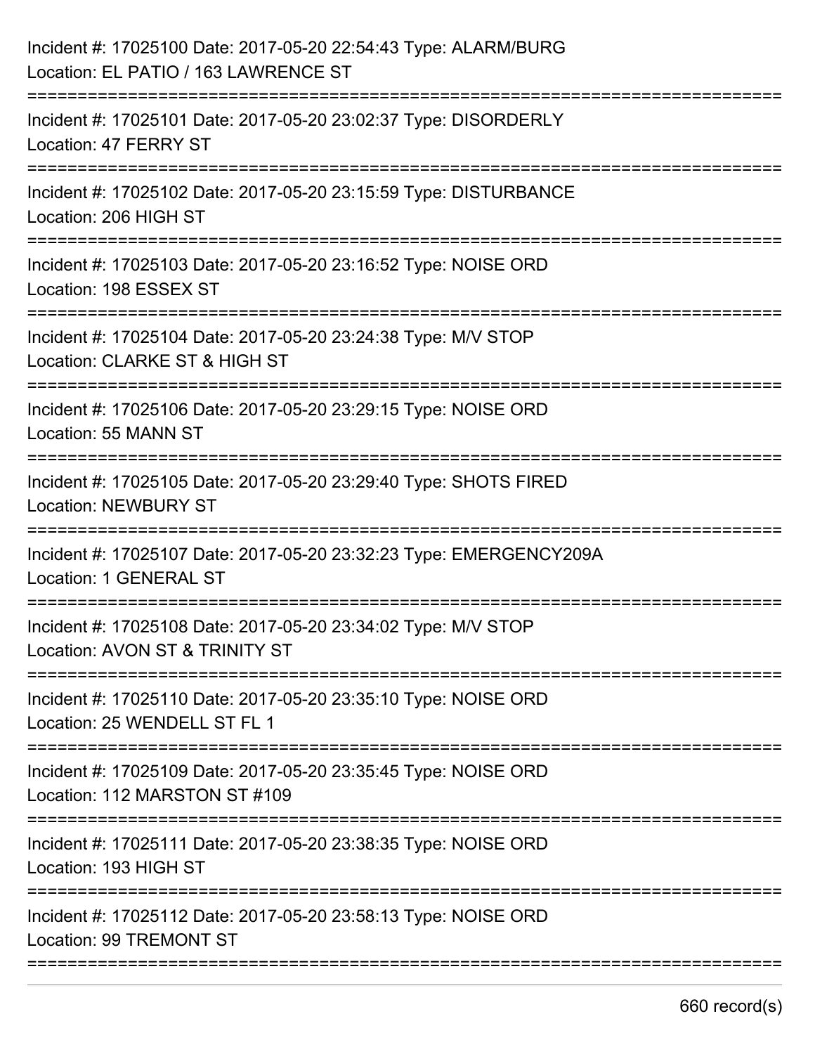Incident #: 17025100 Date: 2017-05-20 22:54:43 Type: ALARM/BURG
Location: EL PATIO / 163 LAWRENCE ST

===========================================================================

Incident #: 17025101 Date: 2017-05-20 23:02:37 Type: DISORDERLY
Location: 47 FERRY ST

===========================================================================

Incident #: 17025102 Date: 2017-05-20 23:15:59 Type: DISTURBANCE
Location: 206 HIGH ST

===========================================================================

Incident #: 17025103 Date: 2017-05-20 23:16:52 Type: NOISE ORD
Location: 198 ESSEX ST

===========================================================================

Incident #: 17025104 Date: 2017-05-20 23:24:38 Type: M/V STOP
Location: CLARKE ST & HIGH ST

===========================================================================

Incident #: 17025106 Date: 2017-05-20 23:29:15 Type: NOISE ORD
Location: 55 MANN ST

===========================================================================

Incident #: 17025105 Date: 2017-05-20 23:29:40 Type: SHOTS FIRED
Location: NEWBURY ST

===========================================================================

Incident #: 17025107 Date: 2017-05-20 23:32:23 Type: EMERGENCY209A
Location: 1 GENERAL ST

===========================================================================

Incident #: 17025108 Date: 2017-05-20 23:34:02 Type: M/V STOP
Location: AVON ST & TRINITY ST

===========================================================================

Incident #: 17025110 Date: 2017-05-20 23:35:10 Type: NOISE ORD
Location: 25 WENDELL ST FL 1

===========================================================================

Incident #: 17025109 Date: 2017-05-20 23:35:45 Type: NOISE ORD
Location: 112 MARSTON ST #109

===========================================================================

Incident #: 17025111 Date: 2017-05-20 23:38:35 Type: NOISE ORD
Location: 193 HIGH ST

===========================================================================

Incident #: 17025112 Date: 2017-05-20 23:58:13 Type: NOISE ORD
Location: 99 TREMONT ST

===========================================================================

660 record(s)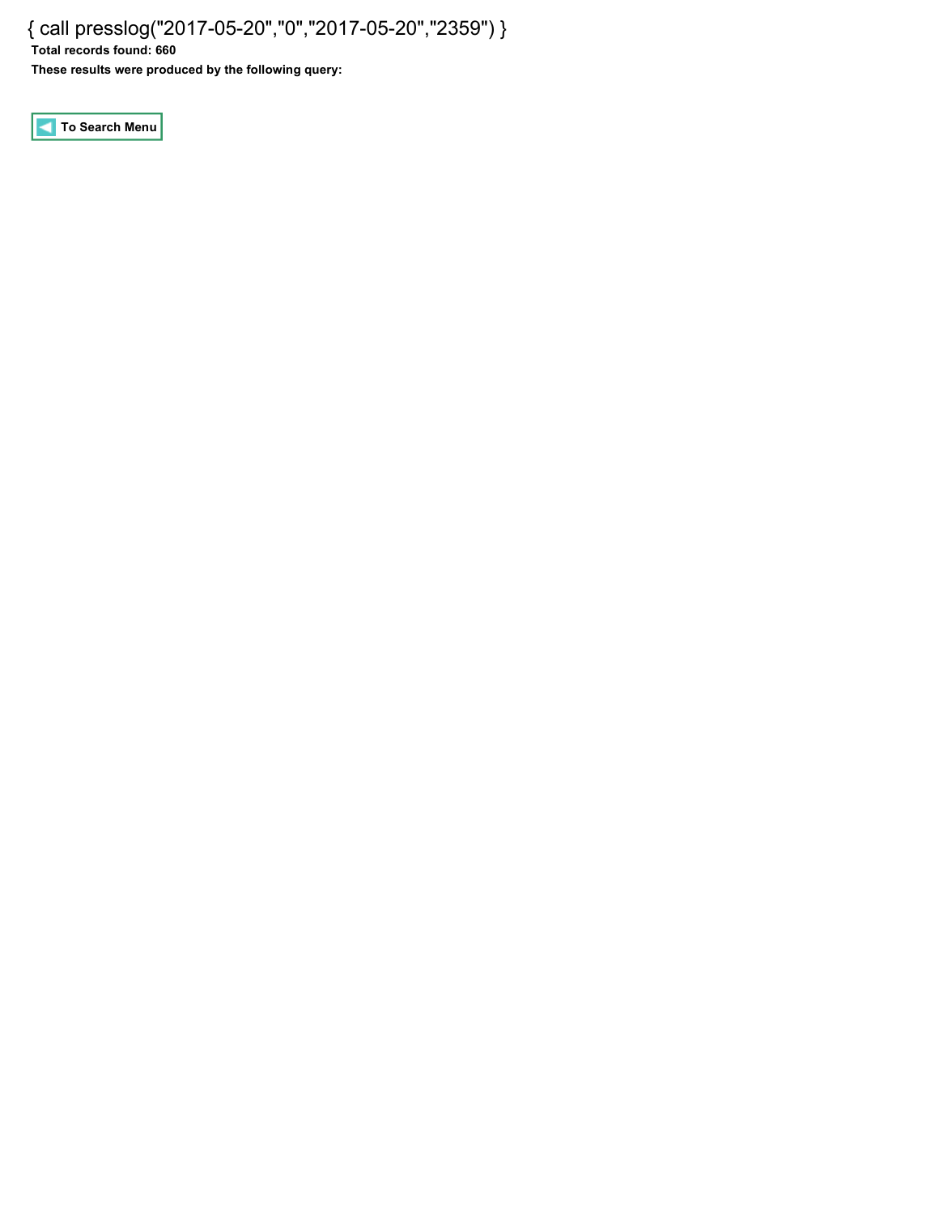{ call presslog("2017-05-20","0","2017-05-20","2359") }

**Total records found: 660**

**These results were produced by the following query:**

**To Search Menu**